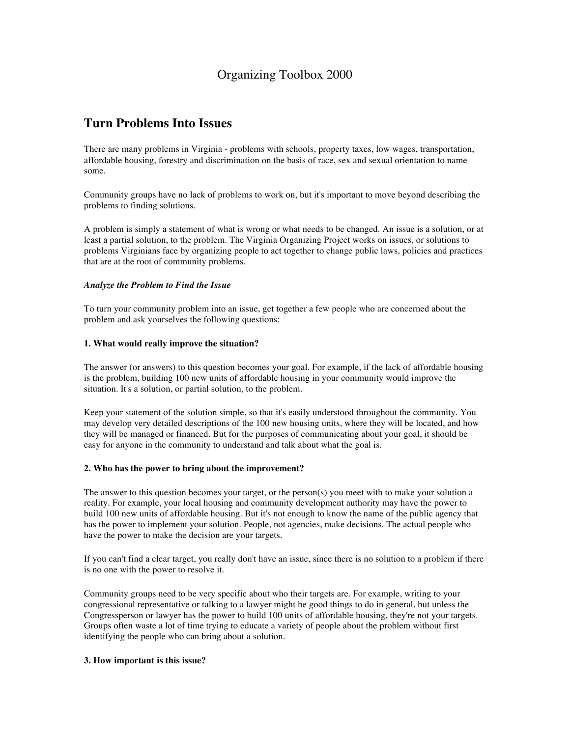# Organizing Toolbox 2000

## Turn Problems Into Issues

There are many problems in Virginia - problems with schools, property taxes, low wages, transportation, affordable housing, forestry and discrimination on the basis of race, sex and sexual orientation to name some.

Community groups have no lack of problems to work on, but it's important to move beyond describing the problems to finding solutions.

A problem is simply a statement of what is wrong or what needs to be changed. An issue is a solution, or at least a partial solution, to the problem. The Virginia Organizing Project works on issues, or solutions to problems Virginians face by organizing people to act together to change public laws, policies and practices that are at the root of community problems.

***Analyze the Problem to Find the Issue***

To turn your community problem into an issue, get together a few people who are concerned about the problem and ask yourselves the following questions:

**1. What would really improve the situation?**

The answer (or answers) to this question becomes your goal. For example, if the lack of affordable housing is the problem, building 100 new units of affordable housing in your community would improve the situation. It's a solution, or partial solution, to the problem.

Keep your statement of the solution simple, so that it's easily understood throughout the community. You may develop very detailed descriptions of the 100 new housing units, where they will be located, and how they will be managed or financed. But for the purposes of communicating about your goal, it should be easy for anyone in the community to understand and talk about what the goal is.

**2. Who has the power to bring about the improvement?**

The answer to this question becomes your target, or the person(s) you meet with to make your solution a reality. For example, your local housing and community development authority may have the power to build 100 new units of affordable housing. But it's not enough to know the name of the public agency that has the power to implement your solution. People, not agencies, make decisions. The actual people who have the power to make the decision are your targets.

If you can't find a clear target, you really don't have an issue, since there is no solution to a problem if there is no one with the power to resolve it.

Community groups need to be very specific about who their targets are. For example, writing to your congressional representative or talking to a lawyer might be good things to do in general, but unless the Congressperson or lawyer has the power to build 100 units of affordable housing, they're not your targets. Groups often waste a lot of time trying to educate a variety of people about the problem without first identifying the people who can bring about a solution.

**3. How important is this issue?**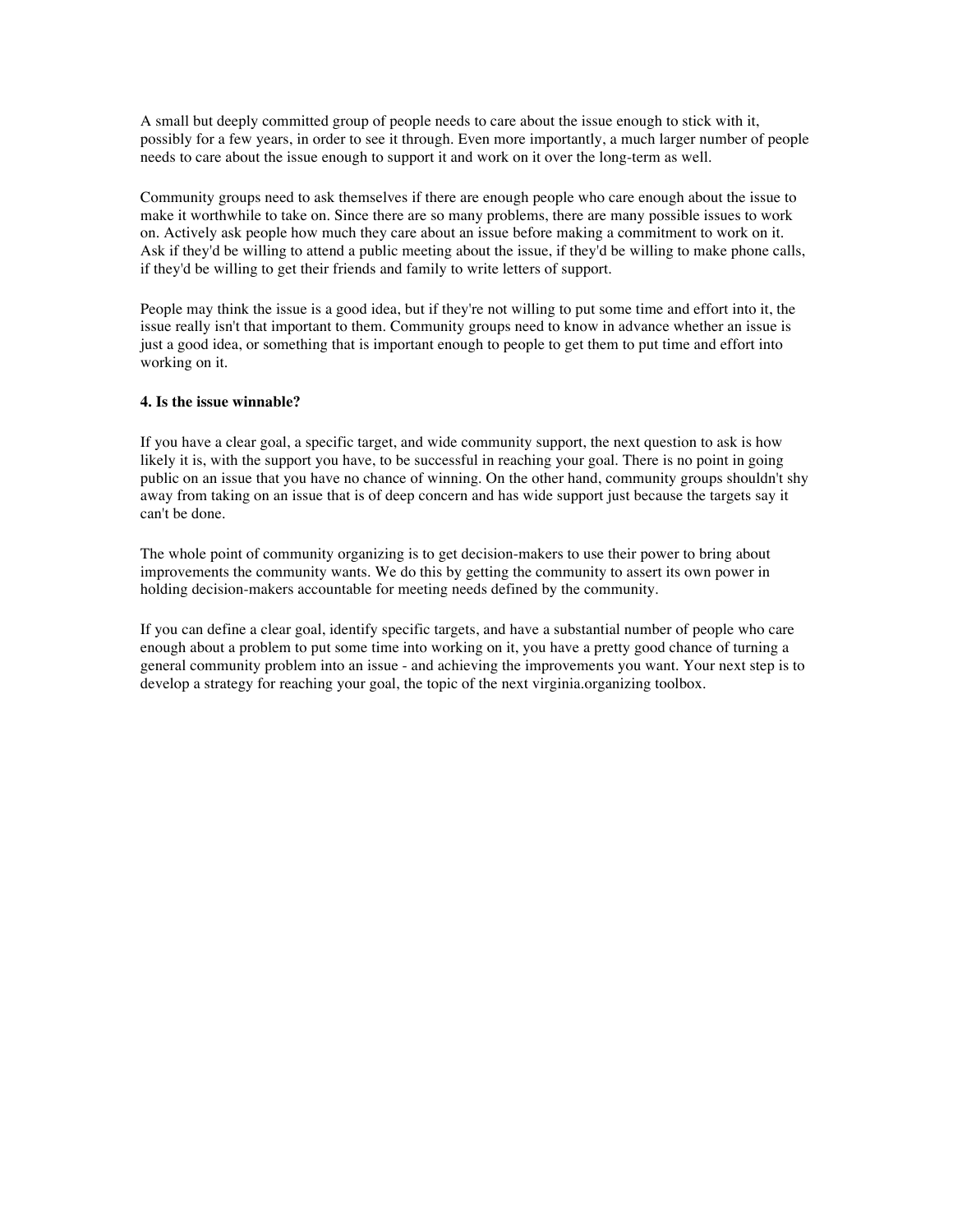A small but deeply committed group of people needs to care about the issue enough to stick with it, possibly for a few years, in order to see it through. Even more importantly, a much larger number of people needs to care about the issue enough to support it and work on it over the long-term as well.

Community groups need to ask themselves if there are enough people who care enough about the issue to make it worthwhile to take on. Since there are so many problems, there are many possible issues to work on. Actively ask people how much they care about an issue before making a commitment to work on it. Ask if they'd be willing to attend a public meeting about the issue, if they'd be willing to make phone calls, if they'd be willing to get their friends and family to write letters of support.

People may think the issue is a good idea, but if they're not willing to put some time and effort into it, the issue really isn't that important to them. Community groups need to know in advance whether an issue is just a good idea, or something that is important enough to people to get them to put time and effort into working on it.

**4. Is the issue winnable?**

If you have a clear goal, a specific target, and wide community support, the next question to ask is how likely it is, with the support you have, to be successful in reaching your goal. There is no point in going public on an issue that you have no chance of winning. On the other hand, community groups shouldn't shy away from taking on an issue that is of deep concern and has wide support just because the targets say it can't be done.

The whole point of community organizing is to get decision-makers to use their power to bring about improvements the community wants. We do this by getting the community to assert its own power in holding decision-makers accountable for meeting needs defined by the community.

If you can define a clear goal, identify specific targets, and have a substantial number of people who care enough about a problem to put some time into working on it, you have a pretty good chance of turning a general community problem into an issue - and achieving the improvements you want. Your next step is to develop a strategy for reaching your goal, the topic of the next virginia.organizing toolbox.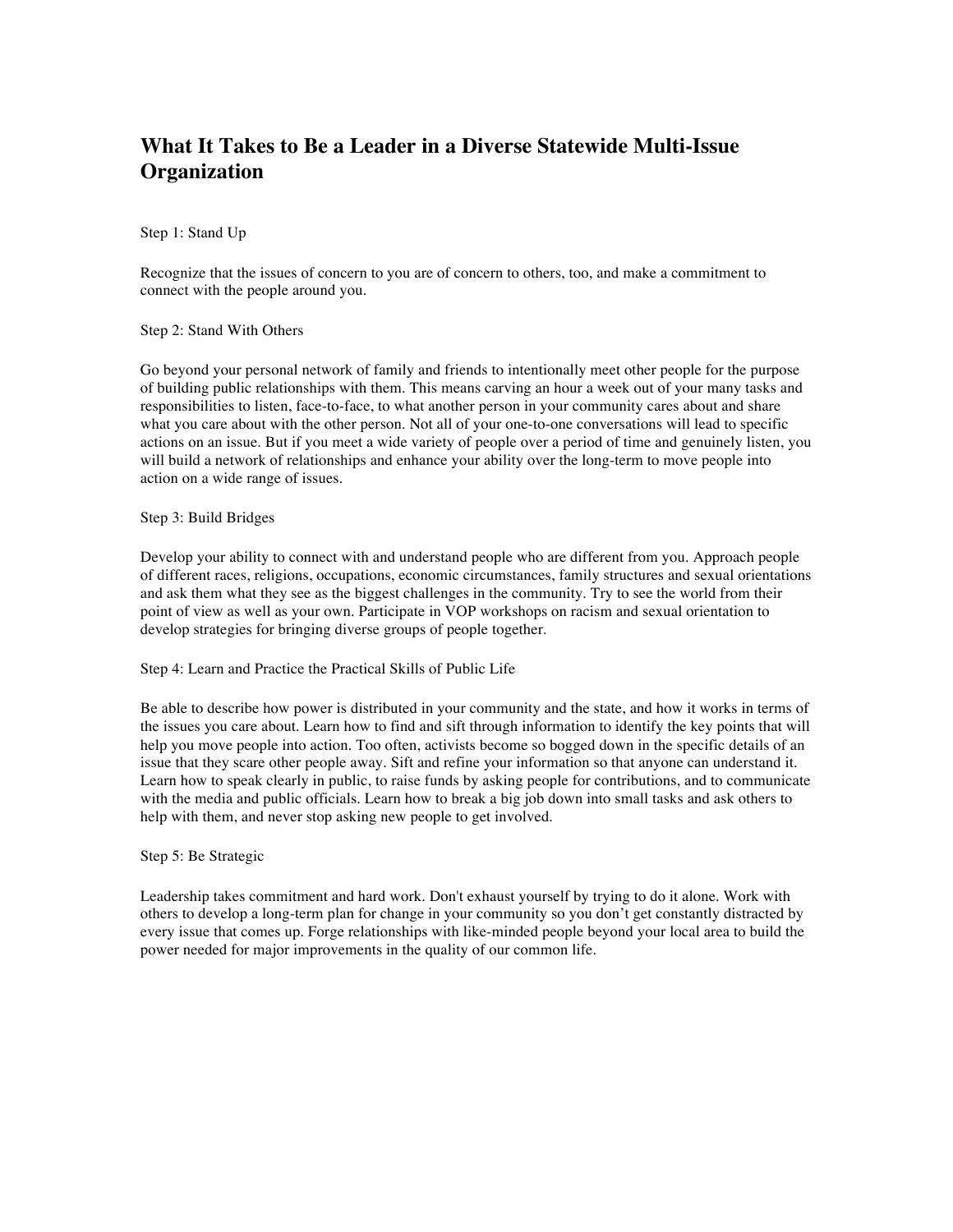# What It Takes to Be a Leader in a Diverse Statewide Multi-Issue Organization

Step 1: Stand Up

Recognize that the issues of concern to you are of concern to others, too, and make a commitment to connect with the people around you.

Step 2: Stand With Others

Go beyond your personal network of family and friends to intentionally meet other people for the purpose of building public relationships with them. This means carving an hour a week out of your many tasks and responsibilities to listen, face-to-face, to what another person in your community cares about and share what you care about with the other person. Not all of your one-to-one conversations will lead to specific actions on an issue. But if you meet a wide variety of people over a period of time and genuinely listen, you will build a network of relationships and enhance your ability over the long-term to move people into action on a wide range of issues.

Step 3: Build Bridges

Develop your ability to connect with and understand people who are different from you. Approach people of different races, religions, occupations, economic circumstances, family structures and sexual orientations and ask them what they see as the biggest challenges in the community. Try to see the world from their point of view as well as your own. Participate in VOP workshops on racism and sexual orientation to develop strategies for bringing diverse groups of people together.

Step 4: Learn and Practice the Practical Skills of Public Life

Be able to describe how power is distributed in your community and the state, and how it works in terms of the issues you care about. Learn how to find and sift through information to identify the key points that will help you move people into action. Too often, activists become so bogged down in the specific details of an issue that they scare other people away. Sift and refine your information so that anyone can understand it. Learn how to speak clearly in public, to raise funds by asking people for contributions, and to communicate with the media and public officials. Learn how to break a big job down into small tasks and ask others to help with them, and never stop asking new people to get involved.

Step 5: Be Strategic

Leadership takes commitment and hard work. Don't exhaust yourself by trying to do it alone. Work with others to develop a long-term plan for change in your community so you don't get constantly distracted by every issue that comes up. Forge relationships with like-minded people beyond your local area to build the power needed for major improvements in the quality of our common life.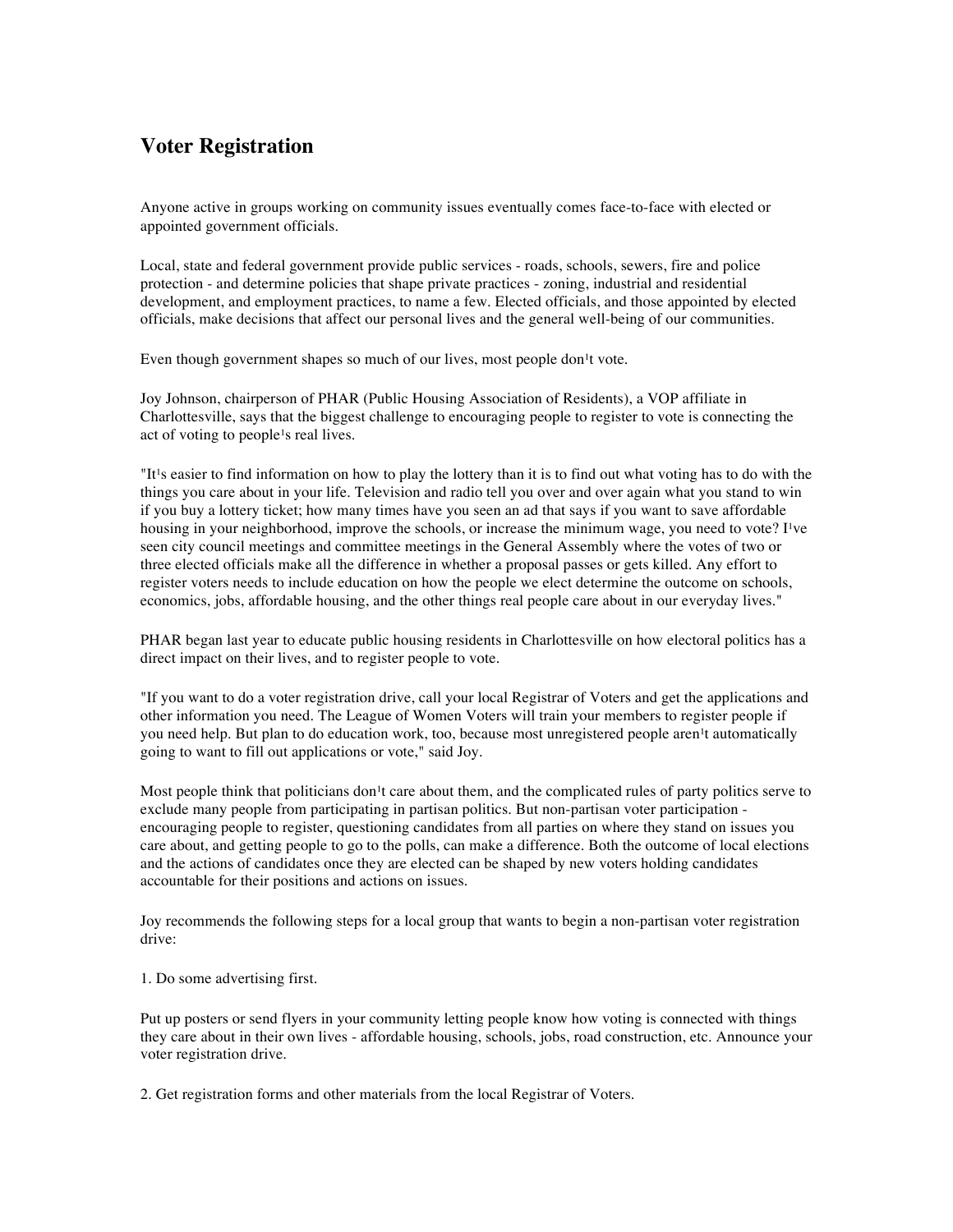## Voter Registration

Anyone active in groups working on community issues eventually comes face-to-face with elected or appointed government officials.

Local, state and federal government provide public services - roads, schools, sewers, fire and police protection - and determine policies that shape private practices - zoning, industrial and residential development, and employment practices, to name a few. Elected officials, and those appointed by elected officials, make decisions that affect our personal lives and the general well-being of our communities.

Even though government shapes so much of our lives, most people don¹t vote.

Joy Johnson, chairperson of PHAR (Public Housing Association of Residents), a VOP affiliate in Charlottesville, says that the biggest challenge to encouraging people to register to vote is connecting the act of voting to people¹s real lives.

"It¹s easier to find information on how to play the lottery than it is to find out what voting has to do with the things you care about in your life. Television and radio tell you over and over again what you stand to win if you buy a lottery ticket; how many times have you seen an ad that says if you want to save affordable housing in your neighborhood, improve the schools, or increase the minimum wage, you need to vote? I¹ve seen city council meetings and committee meetings in the General Assembly where the votes of two or three elected officials make all the difference in whether a proposal passes or gets killed. Any effort to register voters needs to include education on how the people we elect determine the outcome on schools, economics, jobs, affordable housing, and the other things real people care about in our everyday lives."

PHAR began last year to educate public housing residents in Charlottesville on how electoral politics has a direct impact on their lives, and to register people to vote.

"If you want to do a voter registration drive, call your local Registrar of Voters and get the applications and other information you need. The League of Women Voters will train your members to register people if you need help. But plan to do education work, too, because most unregistered people aren¹t automatically going to want to fill out applications or vote," said Joy.

Most people think that politicians don¹t care about them, and the complicated rules of party politics serve to exclude many people from participating in partisan politics. But non-partisan voter participation - encouraging people to register, questioning candidates from all parties on where they stand on issues you care about, and getting people to go to the polls, can make a difference. Both the outcome of local elections and the actions of candidates once they are elected can be shaped by new voters holding candidates accountable for their positions and actions on issues.

Joy recommends the following steps for a local group that wants to begin a non-partisan voter registration drive:

1. Do some advertising first.

Put up posters or send flyers in your community letting people know how voting is connected with things they care about in their own lives - affordable housing, schools, jobs, road construction, etc. Announce your voter registration drive.

2. Get registration forms and other materials from the local Registrar of Voters.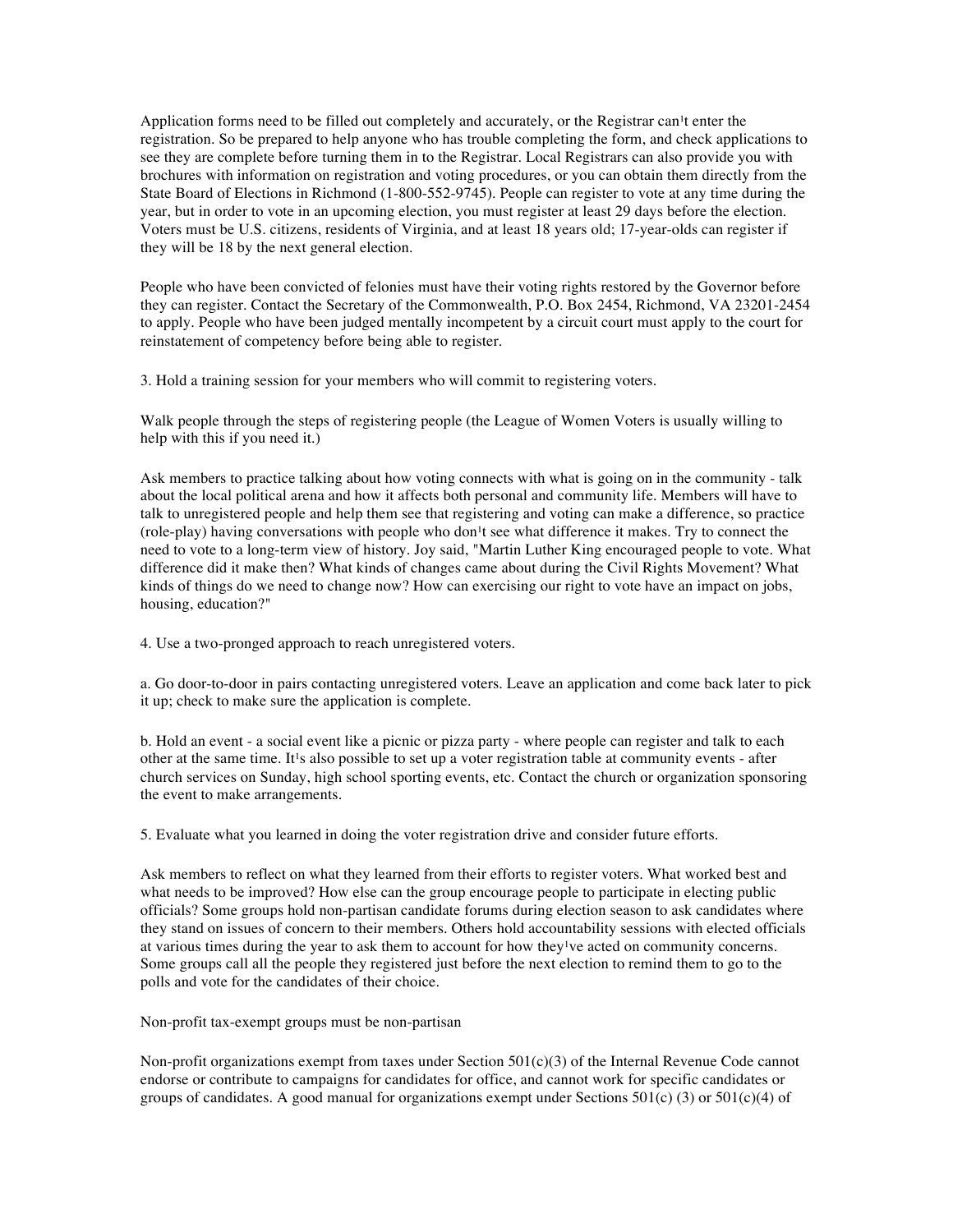Application forms need to be filled out completely and accurately, or the Registrar can¹t enter the registration. So be prepared to help anyone who has trouble completing the form, and check applications to see they are complete before turning them in to the Registrar. Local Registrars can also provide you with brochures with information on registration and voting procedures, or you can obtain them directly from the State Board of Elections in Richmond (1-800-552-9745). People can register to vote at any time during the year, but in order to vote in an upcoming election, you must register at least 29 days before the election. Voters must be U.S. citizens, residents of Virginia, and at least 18 years old; 17-year-olds can register if they will be 18 by the next general election.

People who have been convicted of felonies must have their voting rights restored by the Governor before they can register. Contact the Secretary of the Commonwealth, P.O. Box 2454, Richmond, VA 23201-2454 to apply. People who have been judged mentally incompetent by a circuit court must apply to the court for reinstatement of competency before being able to register.

3. Hold a training session for your members who will commit to registering voters.

Walk people through the steps of registering people (the League of Women Voters is usually willing to help with this if you need it.)

Ask members to practice talking about how voting connects with what is going on in the community - talk about the local political arena and how it affects both personal and community life. Members will have to talk to unregistered people and help them see that registering and voting can make a difference, so practice (role-play) having conversations with people who don¹t see what difference it makes. Try to connect the need to vote to a long-term view of history. Joy said, "Martin Luther King encouraged people to vote. What difference did it make then? What kinds of changes came about during the Civil Rights Movement? What kinds of things do we need to change now? How can exercising our right to vote have an impact on jobs, housing, education?"

4. Use a two-pronged approach to reach unregistered voters.

a. Go door-to-door in pairs contacting unregistered voters. Leave an application and come back later to pick it up; check to make sure the application is complete.

b. Hold an event - a social event like a picnic or pizza party - where people can register and talk to each other at the same time. It¹s also possible to set up a voter registration table at community events - after church services on Sunday, high school sporting events, etc. Contact the church or organization sponsoring the event to make arrangements.

5. Evaluate what you learned in doing the voter registration drive and consider future efforts.

Ask members to reflect on what they learned from their efforts to register voters. What worked best and what needs to be improved? How else can the group encourage people to participate in electing public officials? Some groups hold non-partisan candidate forums during election season to ask candidates where they stand on issues of concern to their members. Others hold accountability sessions with elected officials at various times during the year to ask them to account for how they¹ve acted on community concerns. Some groups call all the people they registered just before the next election to remind them to go to the polls and vote for the candidates of their choice.

Non-profit tax-exempt groups must be non-partisan

Non-profit organizations exempt from taxes under Section 501(c)(3) of the Internal Revenue Code cannot endorse or contribute to campaigns for candidates for office, and cannot work for specific candidates or groups of candidates. A good manual for organizations exempt under Sections 501(c) (3) or 501(c)(4) of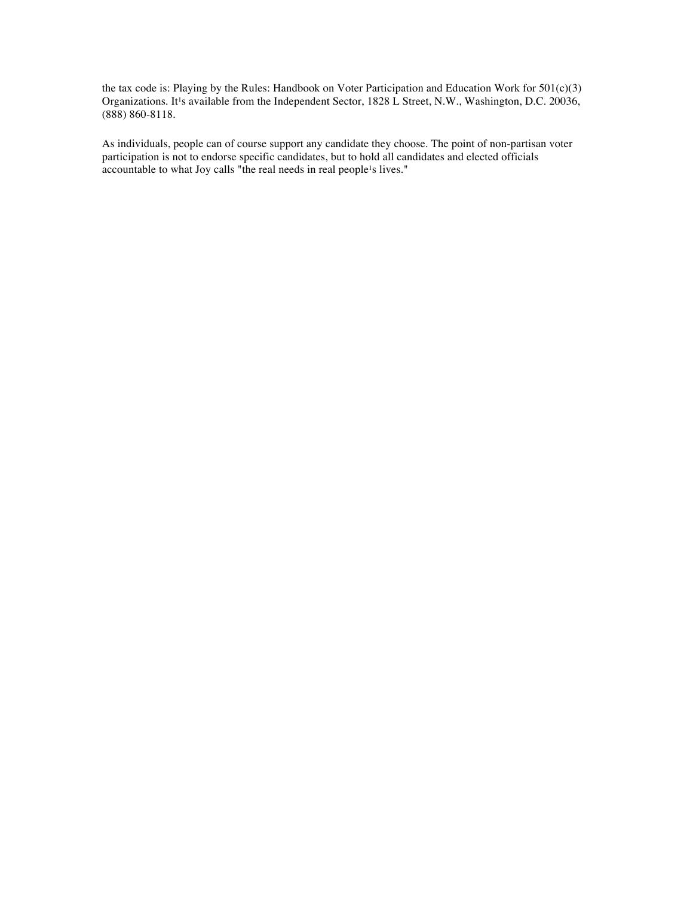the tax code is: Playing by the Rules: Handbook on Voter Participation and Education Work for 501(c)(3) Organizations. It¹s available from the Independent Sector, 1828 L Street, N.W., Washington, D.C. 20036, (888) 860-8118.

As individuals, people can of course support any candidate they choose. The point of non-partisan voter participation is not to endorse specific candidates, but to hold all candidates and elected officials accountable to what Joy calls "the real needs in real people¹s lives."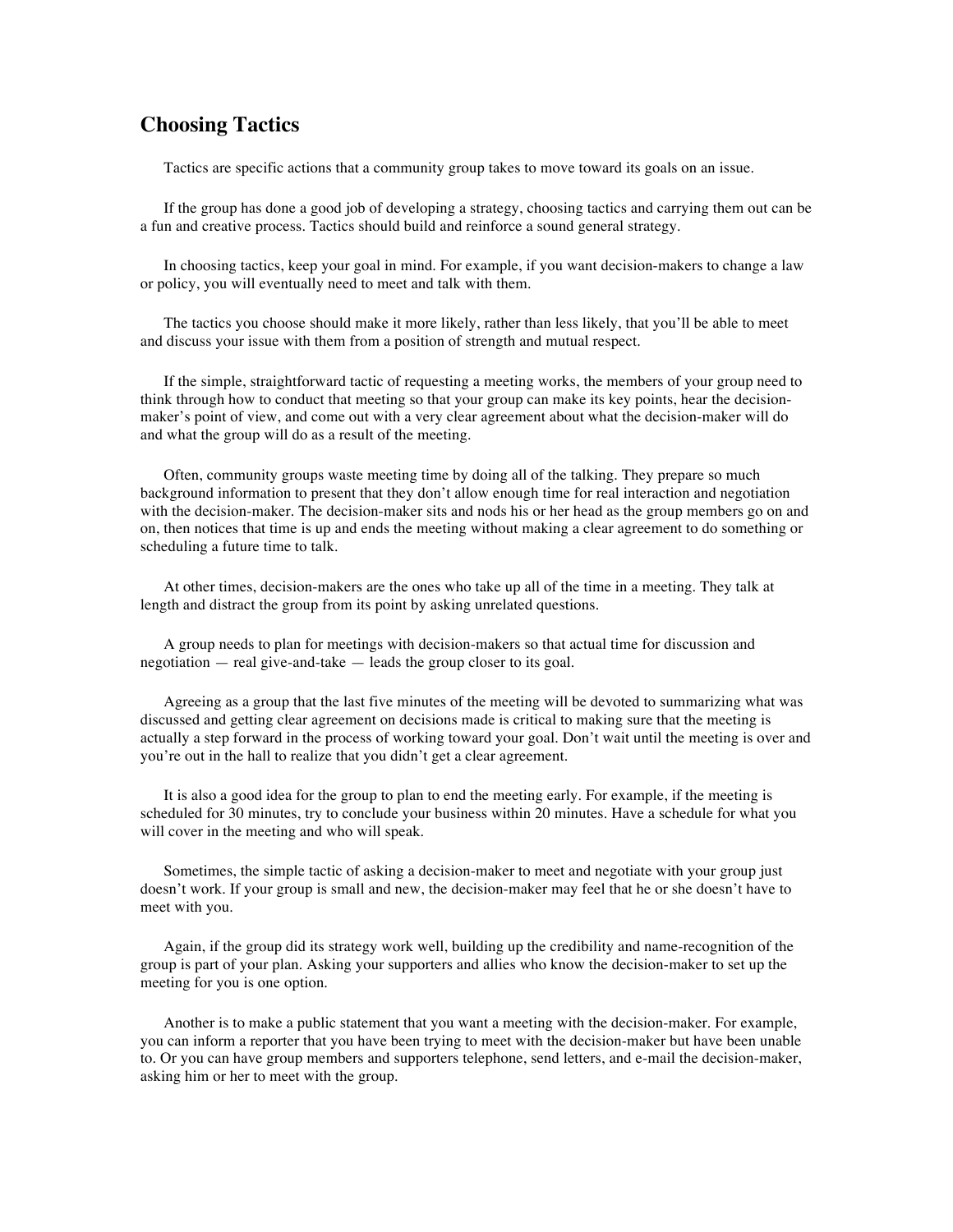## Choosing Tactics

Tactics are specific actions that a community group takes to move toward its goals on an issue.

If the group has done a good job of developing a strategy, choosing tactics and carrying them out can be a fun and creative process. Tactics should build and reinforce a sound general strategy.

In choosing tactics, keep your goal in mind. For example, if you want decision-makers to change a law or policy, you will eventually need to meet and talk with them.

The tactics you choose should make it more likely, rather than less likely, that you'll be able to meet and discuss your issue with them from a position of strength and mutual respect.

If the simple, straightforward tactic of requesting a meeting works, the members of your group need to think through how to conduct that meeting so that your group can make its key points, hear the decision-maker's point of view, and come out with a very clear agreement about what the decision-maker will do and what the group will do as a result of the meeting.

Often, community groups waste meeting time by doing all of the talking. They prepare so much background information to present that they don't allow enough time for real interaction and negotiation with the decision-maker. The decision-maker sits and nods his or her head as the group members go on and on, then notices that time is up and ends the meeting without making a clear agreement to do something or scheduling a future time to talk.

At other times, decision-makers are the ones who take up all of the time in a meeting. They talk at length and distract the group from its point by asking unrelated questions.

A group needs to plan for meetings with decision-makers so that actual time for discussion and negotiation — real give-and-take — leads the group closer to its goal.

Agreeing as a group that the last five minutes of the meeting will be devoted to summarizing what was discussed and getting clear agreement on decisions made is critical to making sure that the meeting is actually a step forward in the process of working toward your goal. Don't wait until the meeting is over and you're out in the hall to realize that you didn't get a clear agreement.

It is also a good idea for the group to plan to end the meeting early. For example, if the meeting is scheduled for 30 minutes, try to conclude your business within 20 minutes. Have a schedule for what you will cover in the meeting and who will speak.

Sometimes, the simple tactic of asking a decision-maker to meet and negotiate with your group just doesn't work. If your group is small and new, the decision-maker may feel that he or she doesn't have to meet with you.

Again, if the group did its strategy work well, building up the credibility and name-recognition of the group is part of your plan. Asking your supporters and allies who know the decision-maker to set up the meeting for you is one option.

Another is to make a public statement that you want a meeting with the decision-maker. For example, you can inform a reporter that you have been trying to meet with the decision-maker but have been unable to. Or you can have group members and supporters telephone, send letters, and e-mail the decision-maker, asking him or her to meet with the group.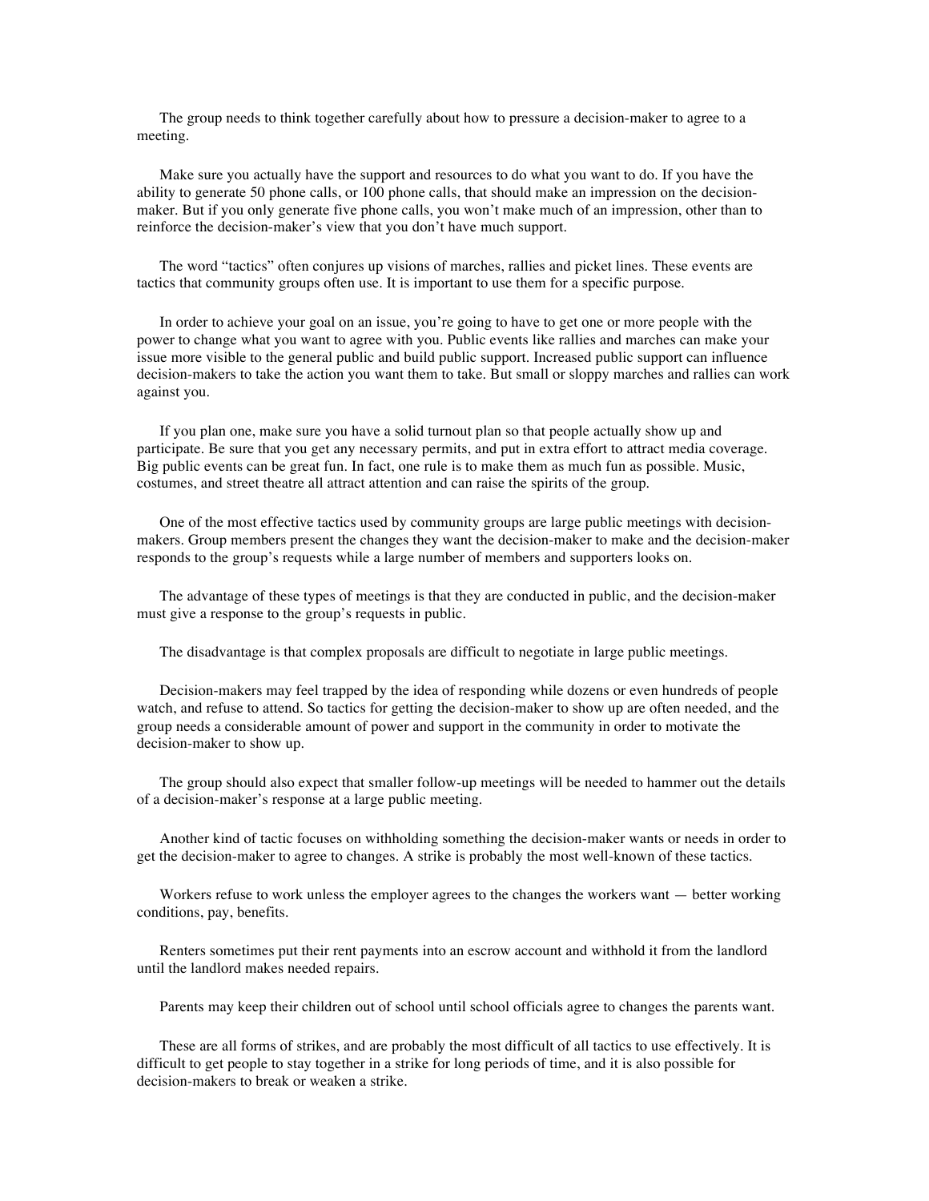The group needs to think together carefully about how to pressure a decision-maker to agree to a meeting.

Make sure you actually have the support and resources to do what you want to do. If you have the ability to generate 50 phone calls, or 100 phone calls, that should make an impression on the decision-maker. But if you only generate five phone calls, you won't make much of an impression, other than to reinforce the decision-maker's view that you don't have much support.

The word "tactics" often conjures up visions of marches, rallies and picket lines. These events are tactics that community groups often use. It is important to use them for a specific purpose.

In order to achieve your goal on an issue, you're going to have to get one or more people with the power to change what you want to agree with you. Public events like rallies and marches can make your issue more visible to the general public and build public support. Increased public support can influence decision-makers to take the action you want them to take. But small or sloppy marches and rallies can work against you.

If you plan one, make sure you have a solid turnout plan so that people actually show up and participate. Be sure that you get any necessary permits, and put in extra effort to attract media coverage. Big public events can be great fun. In fact, one rule is to make them as much fun as possible. Music, costumes, and street theatre all attract attention and can raise the spirits of the group.

One of the most effective tactics used by community groups are large public meetings with decision-makers. Group members present the changes they want the decision-maker to make and the decision-maker responds to the group's requests while a large number of members and supporters looks on.

The advantage of these types of meetings is that they are conducted in public, and the decision-maker must give a response to the group's requests in public.

The disadvantage is that complex proposals are difficult to negotiate in large public meetings.

Decision-makers may feel trapped by the idea of responding while dozens or even hundreds of people watch, and refuse to attend. So tactics for getting the decision-maker to show up are often needed, and the group needs a considerable amount of power and support in the community in order to motivate the decision-maker to show up.

The group should also expect that smaller follow-up meetings will be needed to hammer out the details of a decision-maker's response at a large public meeting.

Another kind of tactic focuses on withholding something the decision-maker wants or needs in order to get the decision-maker to agree to changes. A strike is probably the most well-known of these tactics.

Workers refuse to work unless the employer agrees to the changes the workers want — better working conditions, pay, benefits.

Renters sometimes put their rent payments into an escrow account and withhold it from the landlord until the landlord makes needed repairs.

Parents may keep their children out of school until school officials agree to changes the parents want.

These are all forms of strikes, and are probably the most difficult of all tactics to use effectively. It is difficult to get people to stay together in a strike for long periods of time, and it is also possible for decision-makers to break or weaken a strike.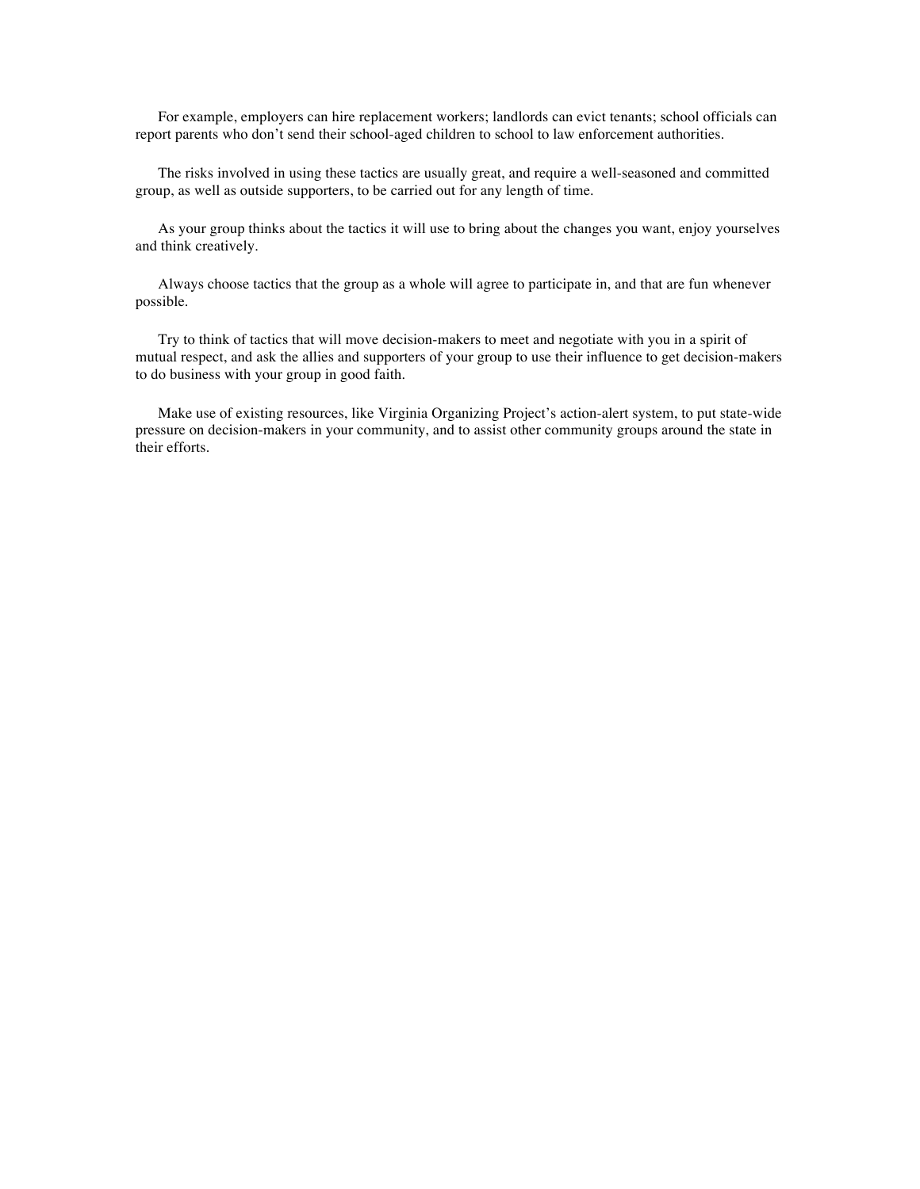For example, employers can hire replacement workers; landlords can evict tenants; school officials can report parents who don't send their school-aged children to school to law enforcement authorities.

The risks involved in using these tactics are usually great, and require a well-seasoned and committed group, as well as outside supporters, to be carried out for any length of time.

As your group thinks about the tactics it will use to bring about the changes you want, enjoy yourselves and think creatively.

Always choose tactics that the group as a whole will agree to participate in, and that are fun whenever possible.

Try to think of tactics that will move decision-makers to meet and negotiate with you in a spirit of mutual respect, and ask the allies and supporters of your group to use their influence to get decision-makers to do business with your group in good faith.

Make use of existing resources, like Virginia Organizing Project's action-alert system, to put state-wide pressure on decision-makers in your community, and to assist other community groups around the state in their efforts.